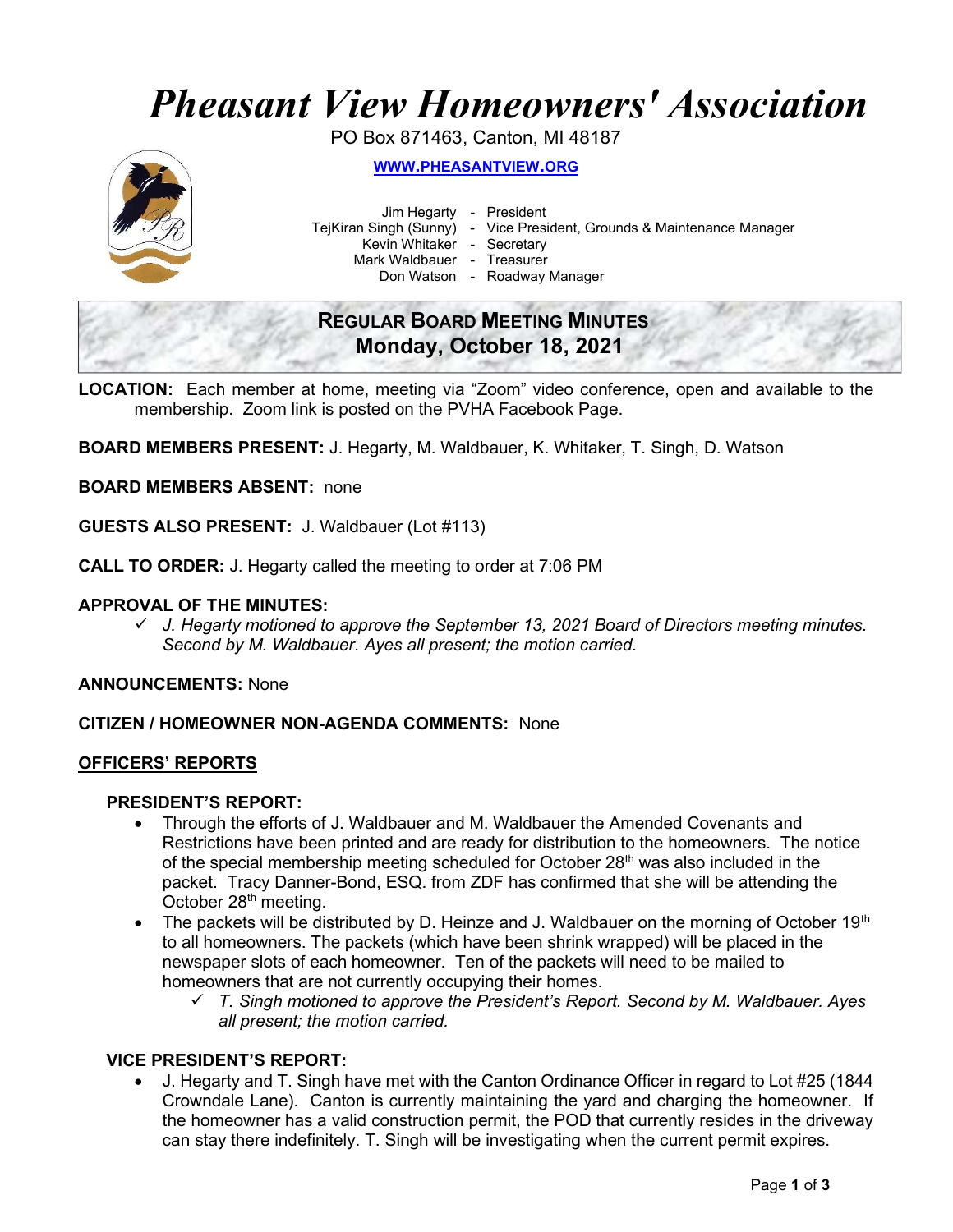# Pheasant View Homeowners' Association

PO Box 871463, Canton, MI 48187

WWW.PHEASANTVIEW.ORG

Jim Hegarty - President
TejKiran Singh (Sunny) - Vice President, Grounds & Maintenance Manager
Kevin Whitaker - Secretary
Mark Waldbauer - Treasurer
Don Watson - Roadway Manager

## REGULAR BOARD MEETING MINUTES
## Monday, October 18, 2021

**LOCATION:** Each member at home, meeting via "Zoom" video conference, open and available to the membership. Zoom link is posted on the PVHA Facebook Page.

**BOARD MEMBERS PRESENT:** J. Hegarty, M. Waldbauer, K. Whitaker, T. Singh, D. Watson

**BOARD MEMBERS ABSENT:** none

**GUESTS ALSO PRESENT:** J. Waldbauer (Lot #113)

**CALL TO ORDER:** J. Hegarty called the meeting to order at 7:06 PM

**APPROVAL OF THE MINUTES:**

- ✓ *J. Hegarty motioned to approve the September 13, 2021 Board of Directors meeting minutes. Second by M. Waldbauer. Ayes all present; the motion carried.*

**ANNOUNCEMENTS:** None

**CITIZEN / HOMEOWNER NON-AGENDA COMMENTS:** None

## OFFICERS' REPORTS

### PRESIDENT'S REPORT:

- Through the efforts of J. Waldbauer and M. Waldbauer the Amended Covenants and Restrictions have been printed and are ready for distribution to the homeowners. The notice of the special membership meeting scheduled for October 28th was also included in the packet. Tracy Danner-Bond, ESQ. from ZDF has confirmed that she will be attending the October 28th meeting.
- The packets will be distributed by D. Heinze and J. Waldbauer on the morning of October 19th to all homeowners. The packets (which have been shrink wrapped) will be placed in the newspaper slots of each homeowner. Ten of the packets will need to be mailed to homeowners that are not currently occupying their homes.
  - ✓ *T. Singh motioned to approve the President's Report. Second by M. Waldbauer. Ayes all present; the motion carried.*

### VICE PRESIDENT'S REPORT:

- J. Hegarty and T. Singh have met with the Canton Ordinance Officer in regard to Lot #25 (1844 Crowndale Lane). Canton is currently maintaining the yard and charging the homeowner. If the homeowner has a valid construction permit, the POD that currently resides in the driveway can stay there indefinitely. T. Singh will be investigating when the current permit expires.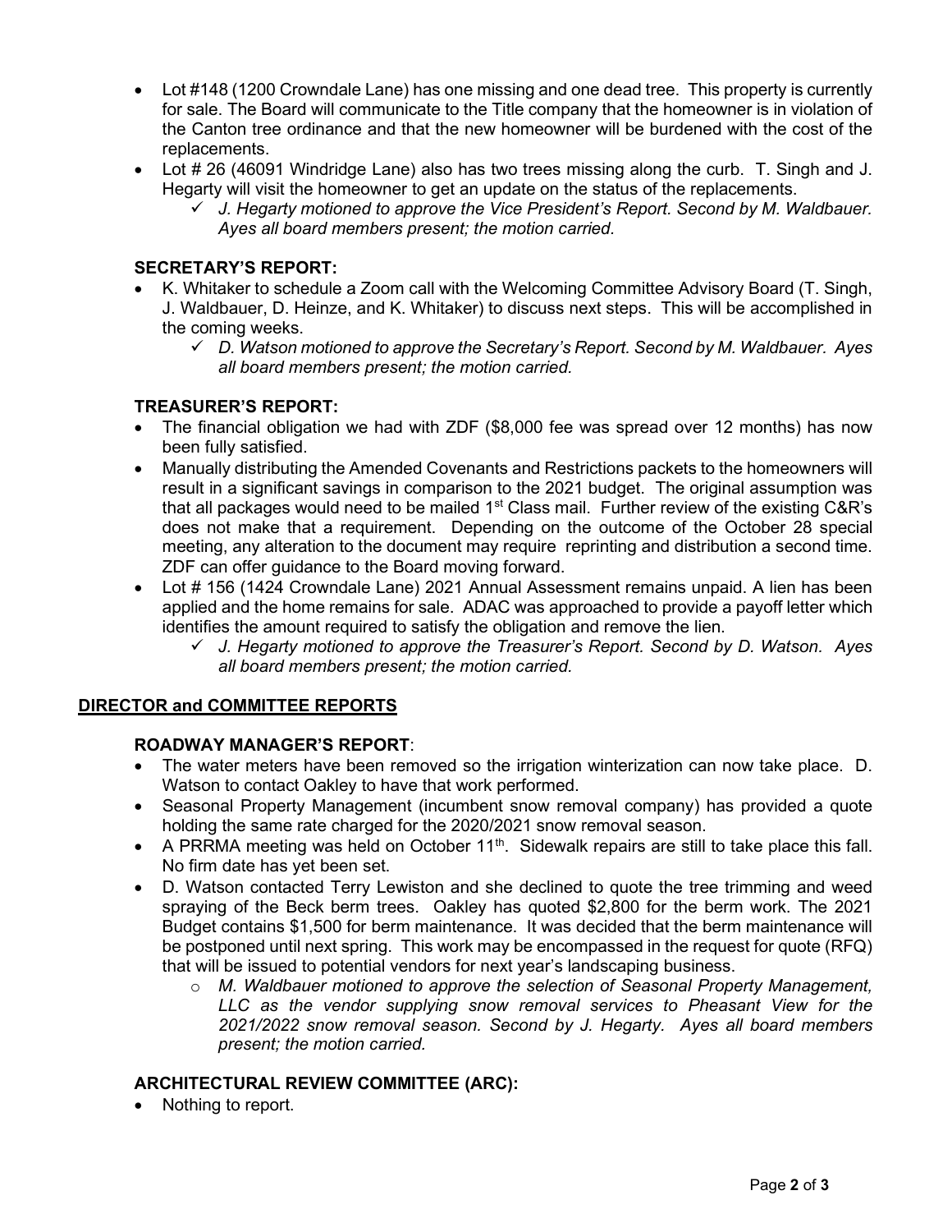- Lot #148 (1200 Crowndale Lane) has one missing and one dead tree. This property is currently for sale. The Board will communicate to the Title company that the homeowner is in violation of the Canton tree ordinance and that the new homeowner will be burdened with the cost of the replacements.
- Lot # 26 (46091 Windridge Lane) also has two trees missing along the curb. T. Singh and J. Hegarty will visit the homeowner to get an update on the status of the replacements.
  - ✓ *J. Hegarty motioned to approve the Vice President's Report. Second by M. Waldbauer. Ayes all board members present; the motion carried.*

**SECRETARY'S REPORT:**

- K. Whitaker to schedule a Zoom call with the Welcoming Committee Advisory Board (T. Singh, J. Waldbauer, D. Heinze, and K. Whitaker) to discuss next steps. This will be accomplished in the coming weeks.
  - ✓ *D. Watson motioned to approve the Secretary's Report. Second by M. Waldbauer. Ayes all board members present; the motion carried.*

**TREASURER'S REPORT:**

- The financial obligation we had with ZDF ($8,000 fee was spread over 12 months) has now been fully satisfied.
- Manually distributing the Amended Covenants and Restrictions packets to the homeowners will result in a significant savings in comparison to the 2021 budget. The original assumption was that all packages would need to be mailed 1st Class mail. Further review of the existing C&R's does not make that a requirement. Depending on the outcome of the October 28 special meeting, any alteration to the document may require reprinting and distribution a second time. ZDF can offer guidance to the Board moving forward.
- Lot # 156 (1424 Crowndale Lane) 2021 Annual Assessment remains unpaid. A lien has been applied and the home remains for sale. ADAC was approached to provide a payoff letter which identifies the amount required to satisfy the obligation and remove the lien.
  - ✓ *J. Hegarty motioned to approve the Treasurer's Report. Second by D. Watson. Ayes all board members present; the motion carried.*

## DIRECTOR and COMMITTEE REPORTS

**ROADWAY MANAGER'S REPORT**:

- The water meters have been removed so the irrigation winterization can now take place. D. Watson to contact Oakley to have that work performed.
- Seasonal Property Management (incumbent snow removal company) has provided a quote holding the same rate charged for the 2020/2021 snow removal season.
- A PRRMA meeting was held on October 11th. Sidewalk repairs are still to take place this fall. No firm date has yet been set.
- D. Watson contacted Terry Lewiston and she declined to quote the tree trimming and weed spraying of the Beck berm trees. Oakley has quoted $2,800 for the berm work. The 2021 Budget contains $1,500 for berm maintenance. It was decided that the berm maintenance will be postponed until next spring. This work may be encompassed in the request for quote (RFQ) that will be issued to potential vendors for next year's landscaping business.
  - *M. Waldbauer motioned to approve the selection of Seasonal Property Management, LLC as the vendor supplying snow removal services to Pheasant View for the 2021/2022 snow removal season. Second by J. Hegarty. Ayes all board members present; the motion carried.*

**ARCHITECTURAL REVIEW COMMITTEE (ARC):**

- Nothing to report.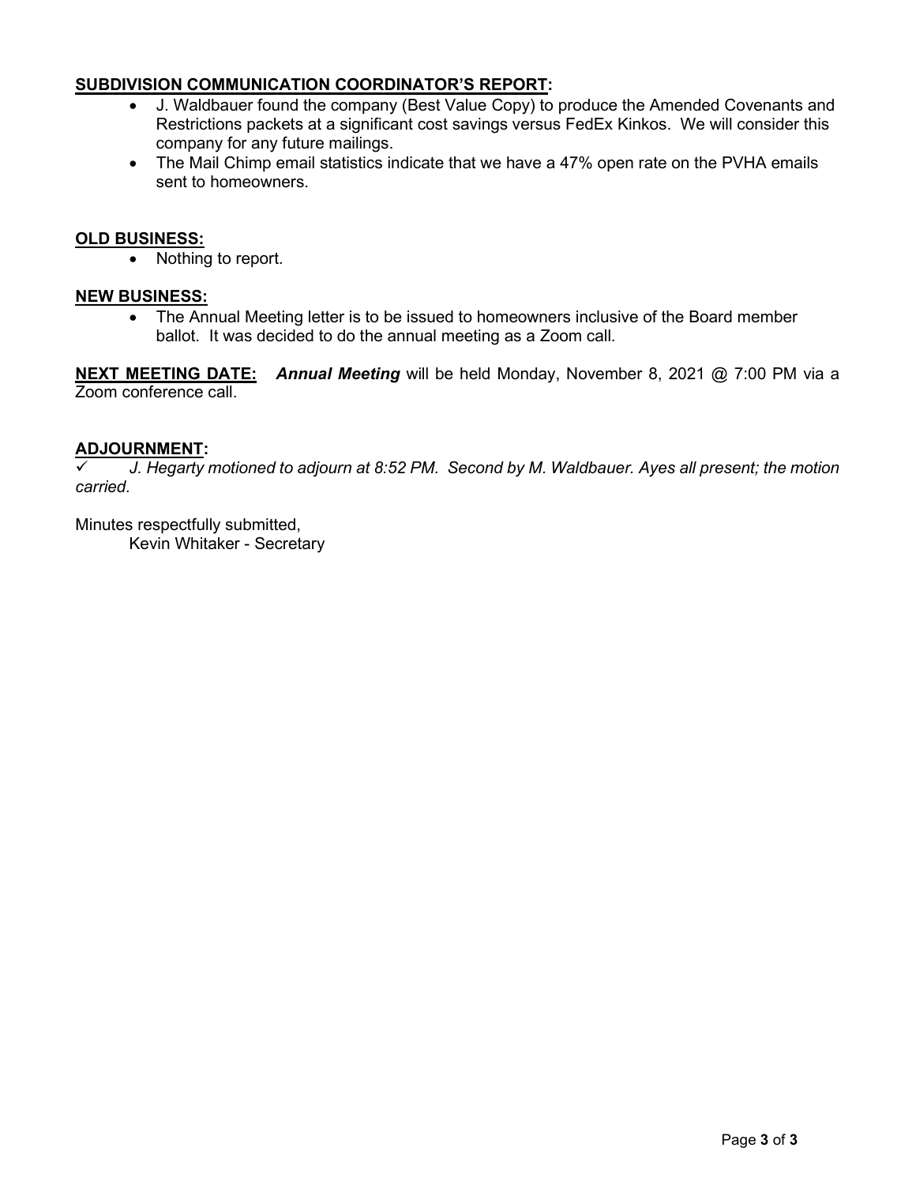**SUBDIVISION COMMUNICATION COORDINATOR'S REPORT:**

- J. Waldbauer found the company (Best Value Copy) to produce the Amended Covenants and Restrictions packets at a significant cost savings versus FedEx Kinkos. We will consider this company for any future mailings.
- The Mail Chimp email statistics indicate that we have a 47% open rate on the PVHA emails sent to homeowners.

**OLD BUSINESS:**

- Nothing to report.

**NEW BUSINESS:**

- The Annual Meeting letter is to be issued to homeowners inclusive of the Board member ballot. It was decided to do the annual meeting as a Zoom call.

**NEXT MEETING DATE:** ***Annual Meeting*** will be held Monday, November 8, 2021 @ 7:00 PM via a Zoom conference call.

**ADJOURNMENT:**

✓ *J. Hegarty motioned to adjourn at 8:52 PM. Second by M. Waldbauer. Ayes all present; the motion carried.*

Minutes respectfully submitted,
Kevin Whitaker - Secretary